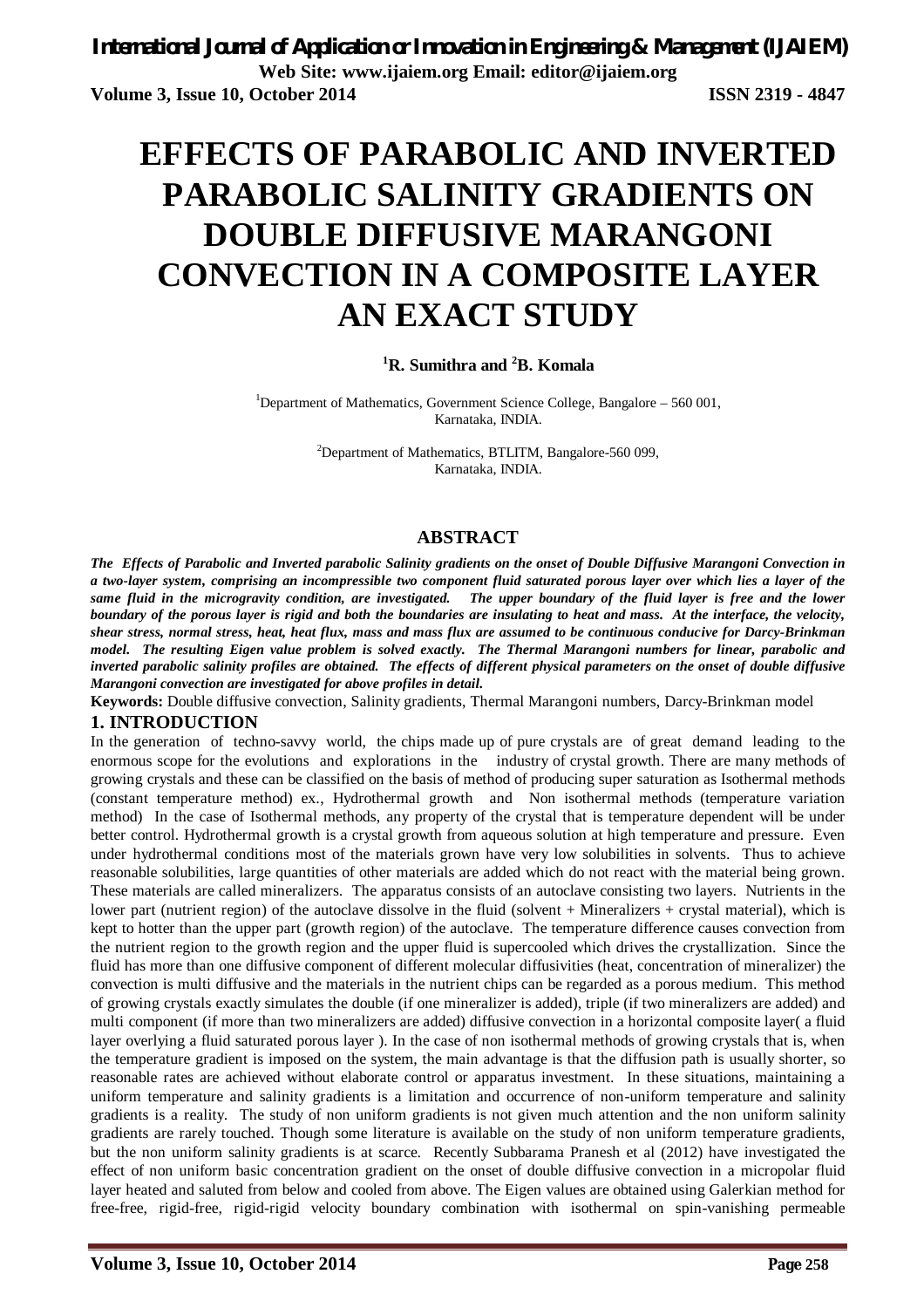# EFFECTS OF PARABOLIC AND INVERTED PARABOLIC SALINITY GRADIENTS ON DOUBLE DIFFUSIVE MARANGONI CONVECTION IN A COMPOSITE LAYER AN EXACT STUDY

**[1]R. Sumithra and [2]B. Komala**

[1]Department of Mathematics, Government Science College, Bangalore – 560 001, Karnataka, INDIA.

[2]Department of Mathematics, BTLITM, Bangalore-560 099, Karnataka, INDIA.

## ABSTRACT

***The Effects of Parabolic and Inverted parabolic Salinity gradients on the onset of Double Diffusive Marangoni Convection in a two-layer system, comprising an incompressible two component fluid saturated porous layer over which lies a layer of the same fluid in the microgravity condition, are investigated. The upper boundary of the fluid layer is free and the lower boundary of the porous layer is rigid and both the boundaries are insulating to heat and mass. At the interface, the velocity, shear stress, normal stress, heat, heat flux, mass and mass flux are assumed to be continuous conducive for Darcy-Brinkman model. The resulting Eigen value problem is solved exactly. The Thermal Marangoni numbers for linear, parabolic and inverted parabolic salinity profiles are obtained. The effects of different physical parameters on the onset of double diffusive Marangoni convection are investigated for above profiles in detail.***

**Keywords:** Double diffusive convection, Salinity gradients, Thermal Marangoni numbers, Darcy-Brinkman model

## 1. INTRODUCTION

In the generation of techno-savvy world, the chips made up of pure crystals are of great demand leading to the enormous scope for the evolutions and explorations in the industry of crystal growth. There are many methods of growing crystals and these can be classified on the basis of method of producing super saturation as Isothermal methods (constant temperature method) ex., Hydrothermal growth and Non isothermal methods (temperature variation method) In the case of Isothermal methods, any property of the crystal that is temperature dependent will be under better control. Hydrothermal growth is a crystal growth from aqueous solution at high temperature and pressure. Even under hydrothermal conditions most of the materials grown have very low solubilities in solvents. Thus to achieve reasonable solubilities, large quantities of other materials are added which do not react with the material being grown. These materials are called mineralizers. The apparatus consists of an autoclave consisting two layers. Nutrients in the lower part (nutrient region) of the autoclave dissolve in the fluid (solvent + Mineralizers + crystal material), which is kept to hotter than the upper part (growth region) of the autoclave. The temperature difference causes convection from the nutrient region to the growth region and the upper fluid is supercooled which drives the crystallization. Since the fluid has more than one diffusive component of different molecular diffusivities (heat, concentration of mineralizer) the convection is multi diffusive and the materials in the nutrient chips can be regarded as a porous medium. This method of growing crystals exactly simulates the double (if one mineralizer is added), triple (if two mineralizers are added) and multi component (if more than two mineralizers are added) diffusive convection in a horizontal composite layer( a fluid layer overlying a fluid saturated porous layer ). In the case of non isothermal methods of growing crystals that is, when the temperature gradient is imposed on the system, the main advantage is that the diffusion path is usually shorter, so reasonable rates are achieved without elaborate control or apparatus investment. In these situations, maintaining a uniform temperature and salinity gradients is a limitation and occurrence of non-uniform temperature and salinity gradients is a reality. The study of non uniform gradients is not given much attention and the non uniform salinity gradients are rarely touched. Though some literature is available on the study of non uniform temperature gradients, but the non uniform salinity gradients is at scarce. Recently Subbarama Pranesh et al (2012) have investigated the effect of non uniform basic concentration gradient on the onset of double diffusive convection in a micropolar fluid layer heated and saluted from below and cooled from above. The Eigen values are obtained using Galerkian method for free-free, rigid-free, rigid-rigid velocity boundary combination with isothermal on spin-vanishing permeable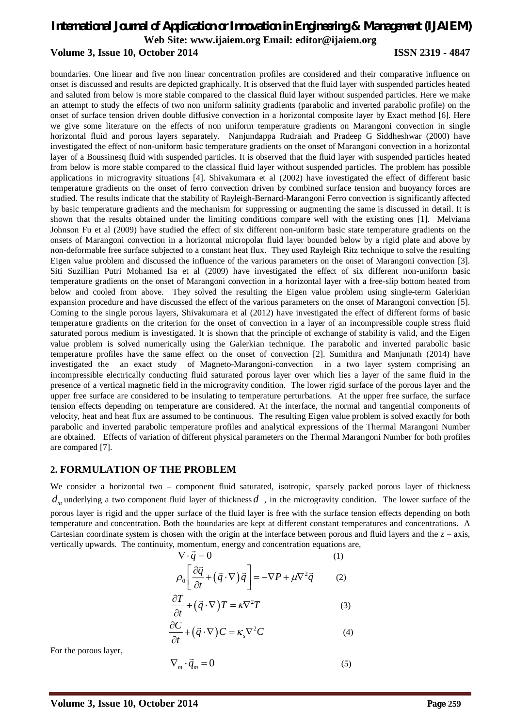boundaries. One linear and five non linear concentration profiles are considered and their comparative influence on onset is discussed and results are depicted graphically. It is observed that the fluid layer with suspended particles heated and saluted from below is more stable compared to the classical fluid layer without suspended particles. Here we make an attempt to study the effects of two non uniform salinity gradients (parabolic and inverted parabolic profile) on the onset of surface tension driven double diffusive convection in a horizontal composite layer by Exact method [6]. Here we give some literature on the effects of non uniform temperature gradients on Marangoni convection in single horizontal fluid and porous layers separately. Nanjundappa Rudraiah and Pradeep G Siddheshwar (2000) have investigated the effect of non-uniform basic temperature gradients on the onset of Marangoni convection in a horizontal layer of a Boussinesq fluid with suspended particles. It is observed that the fluid layer with suspended particles heated from below is more stable compared to the classical fluid layer without suspended particles. The problem has possible applications in microgravity situations [4]. Shivakumara et al (2002) have investigated the effect of different basic temperature gradients on the onset of ferro convection driven by combined surface tension and buoyancy forces are studied. The results indicate that the stability of Rayleigh-Bernard-Marangoni Ferro convection is significantly affected by basic temperature gradients and the mechanism for suppressing or augmenting the same is discussed in detail. It is shown that the results obtained under the limiting conditions compare well with the existing ones [1]. Melviana Johnson Fu et al (2009) have studied the effect of six different non-uniform basic state temperature gradients on the onsets of Marangoni convection in a horizontal micropolar fluid layer bounded below by a rigid plate and above by non-deformable free surface subjected to a constant heat flux. They used Rayleigh Ritz technique to solve the resulting Eigen value problem and discussed the influence of the various parameters on the onset of Marangoni convection [3]. Siti Suzillian Putri Mohamed Isa et al (2009) have investigated the effect of six different non-uniform basic temperature gradients on the onset of Marangoni convection in a horizontal layer with a free-slip bottom heated from below and cooled from above. They solved the resulting Eigen value problem using single-term Galerkian expansion procedure and have discussed the effect of the various parameters on the onset of Marangoni convection [5]. Coming to the single porous layers, Shivakumara et al (2012) have investigated the effect of different forms of basic temperature gradients on the criterion for the onset of convection in a layer of an incompressible couple stress fluid saturated porous medium is investigated. It is shown that the principle of exchange of stability is valid, and the Eigen value problem is solved numerically using the Galerkian technique. The parabolic and inverted parabolic basic temperature profiles have the same effect on the onset of convection [2]. Sumithra and Manjunath (2014) have investigated the an exact study of Magneto-Marangoni-convection in a two layer system comprising an incompressible electrically conducting fluid saturated porous layer over which lies a layer of the same fluid in the presence of a vertical magnetic field in the microgravity condition. The lower rigid surface of the porous layer and the upper free surface are considered to be insulating to temperature perturbations. At the upper free surface, the surface tension effects depending on temperature are considered. At the interface, the normal and tangential components of velocity, heat and heat flux are assumed to be continuous. The resulting Eigen value problem is solved exactly for both parabolic and inverted parabolic temperature profiles and analytical expressions of the Thermal Marangoni Number are obtained. Effects of variation of different physical parameters on the Thermal Marangoni Number for both profiles are compared [7].

## 2. FORMULATION OF THE PROBLEM

We consider a horizontal two – component fluid saturated, isotropic, sparsely packed porous layer of thickness $d_m$ underlying a two component fluid layer of thickness $d$, in the microgravity condition. The lower surface of the porous layer is rigid and the upper surface of the fluid layer is free with the surface tension effects depending on both temperature and concentration. Both the boundaries are kept at different constant temperatures and concentrations. A Cartesian coordinate system is chosen with the origin at the interface between porous and fluid layers and the z – axis, vertically upwards. The continuity, momentum, energy and concentration equations are,

$$\nabla \cdot \vec{q} = 0 \tag{1}$$

$$\rho_0 \left[ \frac{\partial \vec{q}}{\partial t} + \left( \vec{q} \cdot \nabla \right) \vec{q} \right] = -\nabla P + \mu \nabla^2 \vec{q} \tag{2}$$

$$\frac{\partial T}{\partial t} + \left( \vec{q} \cdot \nabla \right) T = \kappa \nabla^2 T \tag{3}$$

$$\frac{\partial C}{\partial t} + \left( \vec{q} \cdot \nabla \right) C = \kappa_s \nabla^2 C \tag{4}$$

For the porous layer,

$$\nabla_m \cdot \vec{q}_m = 0 \tag{5}$$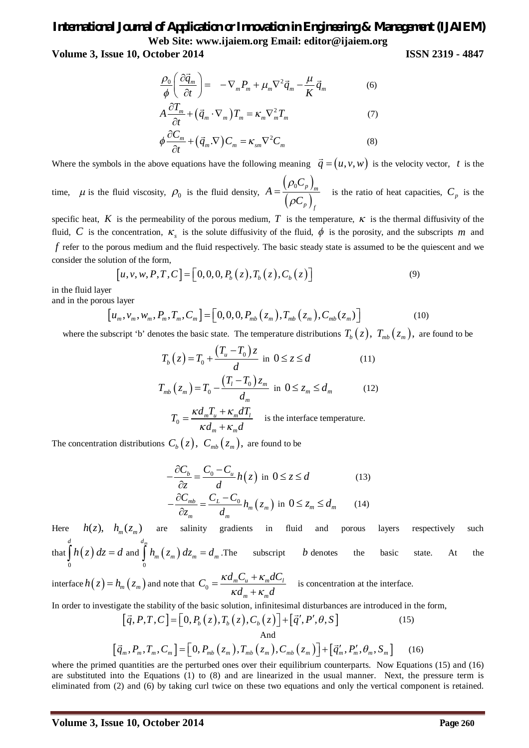$$\frac{\rho_0}{\phi}\left(\frac{\partial \vec{q}_m}{\partial t}\right) = -\nabla_m P_m + \mu_m \nabla^2 \vec{q}_m - \frac{\mu}{K}\vec{q}_m \tag{6}$$

$$A\frac{\partial T_m}{\partial t} + \left(\vec{q}_m \cdot \nabla_m\right) T_m = \kappa_m \nabla_m^2 T_m \tag{7}$$

$$\phi\frac{\partial C_m}{\partial t} + \left(\vec{q}_m . \nabla\right) C_m = \kappa_{sm} \nabla^2 C_m \tag{8}$$

Where the symbols in the above equations have the following meaning $\vec{q} = (u, v, w)$ is the velocity vector, $t$ is the time, $\mu$ is the fluid viscosity, $\rho_0$ is the fluid density, $A = \frac{\left(\rho_0 C_p\right)_m}{\left(\rho C_p\right)_f}$ is the ratio of heat capacities, $C_p$ is the specific heat, $K$ is the permeability of the porous medium, $T$ is the temperature, $\kappa$ is the thermal diffusivity of the fluid, $C$ is the concentration, $\kappa_s$ is the solute diffusivity of the fluid, $\phi$ is the porosity, and the subscripts $m$ and $f$ refer to the porous medium and the fluid respectively. The basic steady state is assumed to be the quiescent and we consider the solution of the form,

$$\left[u, v, w, P, T, C\right] = \left[0, 0, 0, P_b(z), T_b(z), C_b(z)\right] \tag{9}$$

in the fluid layer
and in the porous layer

$$\left[u_m, v_m, w_m, P_m, T_m, C_m\right] = \left[0, 0, 0, P_{mb}(z_m), T_{mb}(z_m), C_{mb}(z_m)\right] \tag{10}$$

where the subscript 'b' denotes the basic state. The temperature distributions $T_b(z)$, $T_{mb}(z_m)$, are found to be

$$T_b(z) = T_0 + \frac{\left(T_u - T_0\right) z}{d} \text{ in } 0 \le z \le d \tag{11}$$

$$T_{mb}(z_m) = T_0 - \frac{\left(T_l - T_0\right) z_m}{d_m} \text{ in } 0 \le z_m \le d_m \tag{12}$$

$$T_0 = \frac{\kappa d_m T_u + \kappa_m d T_l}{\kappa d_m + \kappa_m d} \quad \text{is the interface temperature.}$$

The concentration distributions $C_b(z)$, $C_{mb}(z_m)$, are found to be

$$-\frac{\partial C_b}{\partial z} = \frac{C_0 - C_u}{d} h(z) \text{ in } 0 \le z \le d \tag{13}$$

$$-\frac{\partial C_{mb}}{\partial z_m} = \frac{C_L - C_0}{d_m} h_m(z_m) \text{ in } 0 \le z_m \le d_m \tag{14}$$

Here $h(z)$, $h_m(z_m)$ are salinity gradients in fluid and porous layers respectively such that $\int_0^d h(z)\, dz = d$ and $\int_0^{d_m} h_m(z_m)\, dz_m = d_m$. The subscript $b$ denotes the basic state. At the interface $h(z) = h_m(z_m)$ and note that $C_0 = \frac{\kappa d_m C_u + \kappa_m d C_l}{\kappa d_m + \kappa_m d}$ is concentration at the interface.

In order to investigate the stability of the basic solution, infinitesimal disturbances are introduced in the form,

$$\left[\vec{q}, P, T, C\right] = \left[0, P_b(z), T_b(z), C_b(z)\right] + \left[\vec{q}', P', \theta, S\right] \tag{15}$$

And

$$\left[\vec{q}_m, P_m, T_m, C_m\right] = \left[0, P_{mb}(z_m), T_{mb}(z_m), C_{mb}(z_m)\right] + \left[\vec{q}_m', P_m', \theta_m, S_m\right] \tag{16}$$

where the primed quantities are the perturbed ones over their equilibrium counterparts. Now Equations (15) and (16) are substituted into the Equations (1) to (8) and are linearized in the usual manner. Next, the pressure term is eliminated from (2) and (6) by taking curl twice on these two equations and only the vertical component is retained.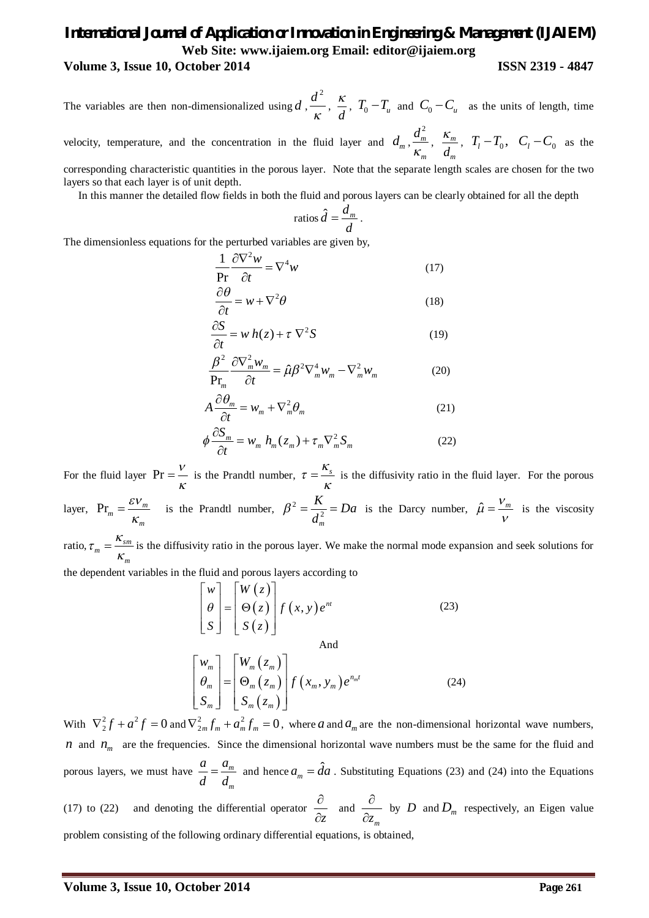The variables are then non-dimensionalized using $d$ , $\frac{d^2}{\kappa}$, $\frac{\kappa}{d}$, $T_0 - T_u$ and $C_0 - C_u$ as the units of length, time velocity, temperature, and the concentration in the fluid layer and $d_m$ , $\frac{d_m^2}{\kappa_m}$, $\frac{\kappa_m}{d_m}$, $T_l - T_0$, $C_l - C_0$ as the corresponding characteristic quantities in the porous layer. Note that the separate length scales are chosen for the two layers so that each layer is of unit depth.

In this manner the detailed flow fields in both the fluid and porous layers can be clearly obtained for all the depth

$$\text{ratios } \hat{d} = \frac{d_m}{d}.$$

The dimensionless equations for the perturbed variables are given by,

$$\frac{1}{\Pr}\frac{\partial \nabla^2 w}{\partial t} = \nabla^4 w \tag{17}$$

$$\frac{\partial \theta}{\partial t} = w + \nabla^2 \theta \tag{18}$$

$$\frac{\partial S}{\partial t} = w\, h(z) + \tau\, \nabla^2 S \tag{19}$$

$$\frac{\beta^2}{\Pr_m}\frac{\partial \nabla_m^2 w_m}{\partial t} = \hat{\mu}\beta^2 \nabla_m^4 w_m - \nabla_m^2 w_m \tag{20}$$

$$A\frac{\partial \theta_m}{\partial t} = w_m + \nabla_m^2 \theta_m \tag{21}$$

$$\phi \frac{\partial S_m}{\partial t} = w_m\, h_m(z_m) + \tau_m \nabla_m^2 S_m \tag{22}$$

For the fluid layer $\Pr = \frac{\nu}{\kappa}$ is the Prandtl number, $\tau = \frac{\kappa_s}{\kappa}$ is the diffusivity ratio in the fluid layer. For the porous layer, $\Pr_m = \frac{\varepsilon \nu_m}{\kappa_m}$ is the Prandtl number, $\beta^2 = \frac{K}{d_m^2} = Da$ is the Darcy number, $\hat{\mu} = \frac{\nu_m}{\nu}$ is the viscosity ratio, $\tau_m = \frac{\kappa_{sm}}{\kappa_m}$ is the diffusivity ratio in the porous layer. We make the normal mode expansion and seek solutions for the dependent variables in the fluid and porous layers according to

$$\begin{bmatrix} w \\ \theta \\ S \end{bmatrix} = \begin{bmatrix} W(z) \\ \Theta(z) \\ S(z) \end{bmatrix} f(x,y)\, e^{nt} \tag{23}$$

And

$$\begin{bmatrix} w_m \\ \theta_m \\ S_m \end{bmatrix} = \begin{bmatrix} W_m(z_m) \\ \Theta_m(z_m) \\ S_m(z_m) \end{bmatrix} f(x_m, y_m)\, e^{n_m t} \tag{24}$$

With $\nabla_2^2 f + a^2 f = 0$ and $\nabla_{2m}^2 f_m + a_m^2 f_m = 0$, where $a$ and $a_m$ are the non-dimensional horizontal wave numbers, $n$ and $n_m$ are the frequencies. Since the dimensional horizontal wave numbers must be the same for the fluid and porous layers, we must have $\frac{a}{d} = \frac{a_m}{d_m}$ and hence $a_m = \hat{d}a$. Substituting Equations (23) and (24) into the Equations (17) to (22) and denoting the differential operator $\frac{\partial}{\partial z}$ and $\frac{\partial}{\partial z_m}$ by $D$ and $D_m$ respectively, an Eigen value problem consisting of the following ordinary differential equations, is obtained,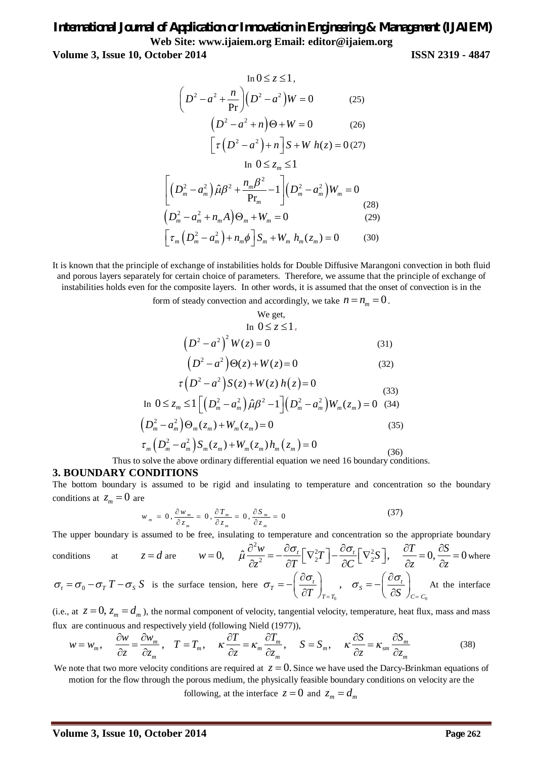In $0 \le z \le 1$,

$$\left(D^2 - a^2 + \frac{n}{\Pr}\right)\left(D^2 - a^2\right)W = 0 \qquad (25)$$

$$\left(D^2 - a^2 + n\right)\Theta + W = 0 \qquad (26)$$

$$\left[\tau\left(D^2 - a^2\right) + n\right]S + W\ h(z) = 0 \quad (27)$$

In $0 \le z_m \le 1$

$$\left[\left(D_m^2 - a_m^2\right)\hat{\mu}\beta^2 + \frac{n_m\beta^2}{\Pr_m} - 1\right]\left(D_m^2 - a_m^2\right)W_m = 0 \qquad (28)$$

$$\left(D_m^2 - a_m^2 + n_m A\right)\Theta_m + W_m = 0 \qquad (29)$$

$$\left[\tau_m\left(D_m^2 - a_m^2\right) + n_m\phi\right]S_m + W_m\ h_m(z_m) = 0 \qquad (30)$$

It is known that the principle of exchange of instabilities holds for Double Diffusive Marangoni convection in both fluid and porous layers separately for certain choice of parameters. Therefore, we assume that the principle of exchange of instabilities holds even for the composite layers. In other words, it is assumed that the onset of convection is in the form of steady convection and accordingly, we take $n = n_m = 0$.

We get,

In $0 \le z \le 1$,

$$\left(D^2 - a^2\right)^2 W(z) = 0 \qquad (31)$$

$$\left(D^2 - a^2\right)\Theta(z) + W(z) = 0 \qquad (32)$$

$$\tau\left(D^2 - a^2\right)S(z) + W(z)\ h\left(z\right) = 0 \qquad (33)$$

In $0 \le z_m \le 1$ $\left[\left(D_m^2 - a_m^2\right)\hat{\mu}\beta^2 - 1\right]\left(D_m^2 - a_m^2\right)W_m(z_m) = 0$ (34)

$$\left(D_m^2 - a_m^2\right)\Theta_m(z_m) + W_m(z_m) = 0 \qquad (35)$$

$$\tau_m\left(D_m^2 - a_m^2\right)S_m(z_m) + W_m(z_m)h_m\left(z_m\right) = 0 \qquad (36)$$

Thus to solve the above ordinary differential equation we need 16 boundary conditions.

## 3. BOUNDARY CONDITIONS

The bottom boundary is assumed to be rigid and insulating to temperature and concentration so the boundary conditions at $z_m = 0$ are

$$w_m = 0, \frac{\partial w_m}{\partial z_m} = 0, \frac{\partial T_m}{\partial z_m} = 0, \frac{\partial S_m}{\partial z_m} = 0 \qquad (37)$$

The upper boundary is assumed to be free, insulating to temperature and concentration so the appropriate boundary conditions at $z = d$ are $w = 0, \quad \hat{\mu}\dfrac{\partial^2 w}{\partial z^2} = -\dfrac{\partial \sigma_t}{\partial T}\left[\nabla_2^2 T\right] - \dfrac{\partial \sigma_t}{\partial C}\left[\nabla_2^2 S\right], \quad \dfrac{\partial T}{\partial z} = 0, \dfrac{\partial S}{\partial z} = 0$ where $\sigma_t = \sigma_0 - \sigma_T\, T - \sigma_S\, S$ is the surface tension, here $\sigma_T = -\left(\dfrac{\partial \sigma_t}{\partial T}\right)_{T=T_0}$, $\sigma_S = -\left(\dfrac{\partial \sigma_t}{\partial S}\right)_{C=C_0}$ At the interface (i.e., at $z = 0, z_m = d_m$), the normal component of velocity, tangential velocity, temperature, heat flux, mass and mass flux are continuous and respectively yield (following Nield (1977)),

$$w = w_m, \quad \frac{\partial w}{\partial z} = \frac{\partial w_m}{\partial z_m}, \quad T = T_m, \quad \kappa\frac{\partial T}{\partial z} = \kappa_m\frac{\partial T_m}{\partial z_m}, \quad S = S_m, \quad \kappa\frac{\partial S}{\partial z} = \kappa_{sm}\frac{\partial S_m}{\partial z_m} \qquad (38)$$

We note that two more velocity conditions are required at $z = 0$. Since we have used the Darcy-Brinkman equations of motion for the flow through the porous medium, the physically feasible boundary conditions on velocity are the following, at the interface $z = 0$ and $z_m = d_m$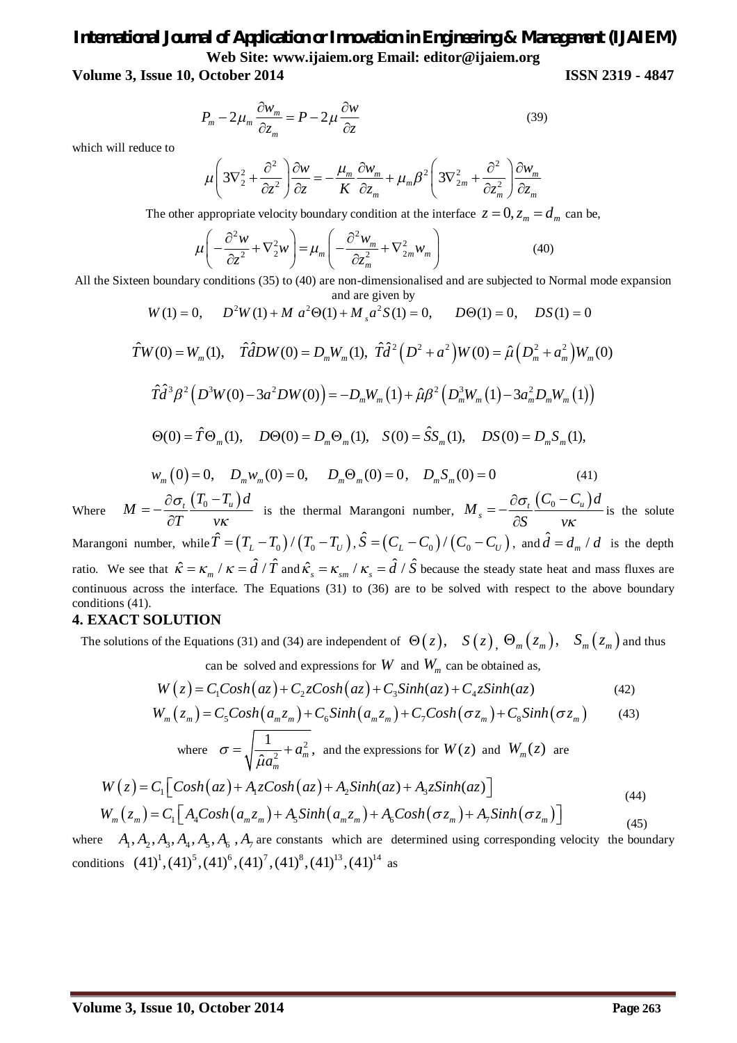$$P_m - 2\mu_m \frac{\partial w_m}{\partial z_m} = P - 2\mu \frac{\partial w}{\partial z} \tag{39}$$

which will reduce to

$$\mu\left(3\nabla_2^2 + \frac{\partial^2}{\partial z^2}\right)\frac{\partial w}{\partial z} = -\frac{\mu_m}{K}\frac{\partial w_m}{\partial z_m} + \mu_m \beta^2 \left(3\nabla_{2m}^2 + \frac{\partial^2}{\partial z_m^2}\right)\frac{\partial w_m}{\partial z_m}$$

The other appropriate velocity boundary condition at the interface $z = 0, z_m = d_m$ can be,

$$\mu\left(-\frac{\partial^2 w}{\partial z^2} + \nabla_2^2 w\right) = \mu_m\left(-\frac{\partial^2 w_m}{\partial z_m^2} + \nabla_{2m}^2 w_m\right) \tag{40}$$

All the Sixteen boundary conditions (35) to (40) are non-dimensionalised and are subjected to Normal mode expansion and are given by

$$W(1) = 0, \quad D^2 W(1) + M\, a^2 \Theta(1) + M_s a^2 S(1) = 0, \quad D\Theta(1) = 0, \quad DS(1) = 0$$

$$\hat{T}W(0) = W_m(1), \quad \hat{T}\hat{d}DW(0) = D_m W_m(1), \quad \hat{T}\hat{d}^2\left(D^2 + a^2\right)W(0) = \hat{\mu}\left(D_m^2 + a_m^2\right)W_m(0)$$

$$\hat{T}\hat{d}^3\beta^2\left(D^3 W(0) - 3a^2 DW(0)\right) = -D_m W_m(1) + \hat{\mu}\beta^2\left(D_m^3 W_m(1) - 3a_m^2 D_m W_m(1)\right)$$

$$\Theta(0) = \hat{T}\Theta_m(1), \quad D\Theta(0) = D_m\Theta_m(1), \quad S(0) = \hat{S}S_m(1), \quad DS(0) = D_m S_m(1),$$

$$w_m(0) = 0, \quad D_m w_m(0) = 0, \quad D_m\Theta_m(0) = 0, \quad D_m S_m(0) = 0 \tag{41}$$

Where $M = -\frac{\partial \sigma_t}{\partial T}\frac{(T_0 - T_u)d}{\nu\kappa}$ is the thermal Marangoni number, $M_s = -\frac{\partial \sigma_t}{\partial S}\frac{(C_0 - C_u)d}{\nu\kappa}$ is the solute Marangoni number, while $\hat{T} = (T_L - T_0)/(T_0 - T_U)$, $\hat{S} = (C_L - C_0)/(C_0 - C_U)$, and $\hat{d} = d_m / d$ is the depth ratio. We see that $\hat{\kappa} = \kappa_m / \kappa = \hat{d}/\hat{T}$ and $\hat{\kappa}_s = \kappa_{sm}/\kappa_s = \hat{d}/\hat{S}$ because the steady state heat and mass fluxes are continuous across the interface. The Equations (31) to (36) are to be solved with respect to the above boundary conditions (41).

## 4. EXACT SOLUTION

The solutions of the Equations (31) and (34) are independent of $\Theta(z)$, $S(z)$, $\Theta_m(z_m)$, $S_m(z_m)$ and thus can be solved and expressions for $W$ and $W_m$ can be obtained as,

$$W(z) = C_1 Cosh(az) + C_2 z Cosh(az) + C_3 Sinh(az) + C_4 z Sinh(az) \tag{42}$$

$$W_m(z_m) = C_5 Cosh(a_m z_m) + C_6 Sinh(a_m z_m) + C_7 Cosh(\sigma z_m) + C_8 Sinh(\sigma z_m) \tag{43}$$

where $\sigma = \sqrt{\frac{1}{\hat{\mu}a_m^2} + a_m^2}$, and the expressions for $W(z)$ and $W_m(z)$ are

$$W(z) = C_1\left[Cosh(az) + A_1 z Cosh(az) + A_2 Sinh(az) + A_3 z Sinh(az)\right] \tag{44}$$

$$W_m(z_m) = C_1\left[A_4 Cosh(a_m z_m) + A_5 Sinh(a_m z_m) + A_6 Cosh(\sigma z_m) + A_7 Sinh(\sigma z_m)\right] \tag{45}$$

where $A_1, A_2, A_3, A_4, A_5, A_6, A_7$ are constants which are determined using corresponding velocity the boundary conditions $(41)^1, (41)^5, (41)^6, (41)^7, (41)^8, (41)^{13}, (41)^{14}$ as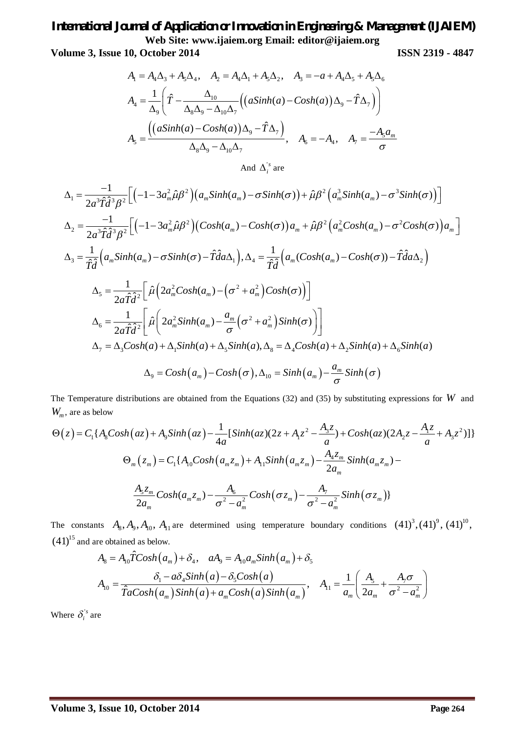$$A_1 = A_4\Delta_3 + A_5\Delta_4, \quad A_2 = A_4\Delta_1 + A_5\Delta_2, \quad A_3 = -a + A_4\Delta_5 + A_5\Delta_6$$

$$A_4 = \frac{1}{\Delta_9}\left(\hat{T} - \frac{\Delta_{10}}{\Delta_8\Delta_9 - \Delta_{10}\Delta_7}\left(\left(aSinh(a) - Cosh(a)\right)\Delta_9 - \hat{T}\Delta_7\right)\right)$$

$$A_5 = \frac{\left(\left(aSinh(a) - Cosh(a)\right)\Delta_9 - \hat{T}\Delta_7\right)}{\Delta_8\Delta_9 - \Delta_{10}\Delta_7}, \quad A_6 = -A_4, \quad A_7 = \frac{-A_5 a_m}{\sigma}$$

And $\Delta_i^{'s}$ are

$$\Delta_1 = \frac{-1}{2a^3\hat{T}\hat{d}^3\beta^2}\left[\left(-1 - 3a_m^2\hat{\mu}\beta^2\right)\left(a_m Sinh(a_m) - \sigma Sinh(\sigma)\right) + \hat{\mu}\beta^2\left(a_m^3 Sinh(a_m) - \sigma^3 Sinh(\sigma)\right)\right]$$

$$\Delta_2 = \frac{-1}{2a^3\hat{T}\hat{d}^3\beta^2}\left[\left(-1 - 3a_m^2\hat{\mu}\beta^2\right)\left(Cosh(a_m) - Cosh(\sigma)\right)a_m + \hat{\mu}\beta^2\left(a_m^2 Cosh(a_m) - \sigma^2 Cosh(\sigma)\right)a_m\right]$$

$$\Delta_3 = \frac{1}{\hat{T}\hat{d}}\left(a_m Sinh(a_m) - \sigma Sinh(\sigma) - \hat{T}\hat{d}a\Delta_1\right), \Delta_4 = \frac{1}{\hat{T}\hat{d}}\left(a_m(Cosh(a_m) - Cosh(\sigma)) - \hat{T}\hat{d}a\Delta_2\right)$$

$$\Delta_5 = \frac{1}{2a\hat{T}\hat{d}^2}\left[\hat{\mu}\left(2a_m^2 Cosh(a_m) - \left(\sigma^2 + a_m^2\right)Cosh(\sigma)\right)\right]$$

$$\Delta_6 = \frac{1}{2a\hat{T}\hat{d}^2}\left[\hat{\mu}\left(2a_m^2 Sinh(a_m) - \frac{a_m}{\sigma}\left(\sigma^2 + a_m^2\right)Sinh(\sigma)\right)\right]$$

$$\Delta_7 = \Delta_3 Cosh(a) + \Delta_1 Sinh(a) + \Delta_5 Sinh(a), \Delta_8 = \Delta_4 Cosh(a) + \Delta_2 Sinh(a) + \Delta_6 Sinh(a)$$

$$\Delta_9 = Cosh\left(a_m\right) - Cosh\left(\sigma\right), \Delta_{10} = Sinh\left(a_m\right) - \frac{a_m}{\sigma}Sinh\left(\sigma\right)$$

The Temperature distributions are obtained from the Equations (32) and (35) by substituting expressions for $W$ and $W_m$, are as below

$$\Theta\left(z\right) = C_1\{A_8 Cosh\left(az\right) + A_9 Sinh\left(az\right) - \frac{1}{4a}[Sinh(az)(2z + A_1 z^2 - \frac{A_3 z}{a}) + Cosh(az)(2A_2 z - \frac{A_1 z}{a} + A_3 z^2)]\}$$

$$\Theta_m\left(z_m\right) = C_1\{A_{10} Cosh\left(a_m z_m\right) + A_{11} Sinh\left(a_m z_m\right) - \frac{A_4 z_m}{2a_m} Sinh(a_m z_m) - \frac{A_5 z_m}{2a_m} Cosh(a_m z_m) - \frac{A_6}{\sigma^2 - a_m^2} Cosh\left(\sigma z_m\right) - \frac{A_7}{\sigma^2 - a_m^2} Sinh\left(\sigma z_m\right)\}$$

The constants $A_8, A_9, A_{10}, A_{11}$ are determined using temperature boundary conditions $(41)^3, (41)^9, (41)^{10}, (41)^{15}$ and are obtained as below.

$$A_8 = A_{10}\hat{T}Cosh\left(a_m\right) + \delta_4, \quad aA_9 = A_{10}a_m Sinh\left(a_m\right) + \delta_5$$

$$A_{10} = \frac{\delta_1 - a\delta_4 Sinh\left(a\right) - \delta_5 Cosh\left(a\right)}{\hat{T}aCosh\left(a_m\right)Sinh\left(a\right) + a_m Cosh\left(a\right)Sinh\left(a_m\right)}, \quad A_{11} = \frac{1}{a_m}\left(\frac{A_5}{2a_m} + \frac{A_7\sigma}{\sigma^2 - a_m^2}\right)$$

Where $\delta_i^{'s}$ are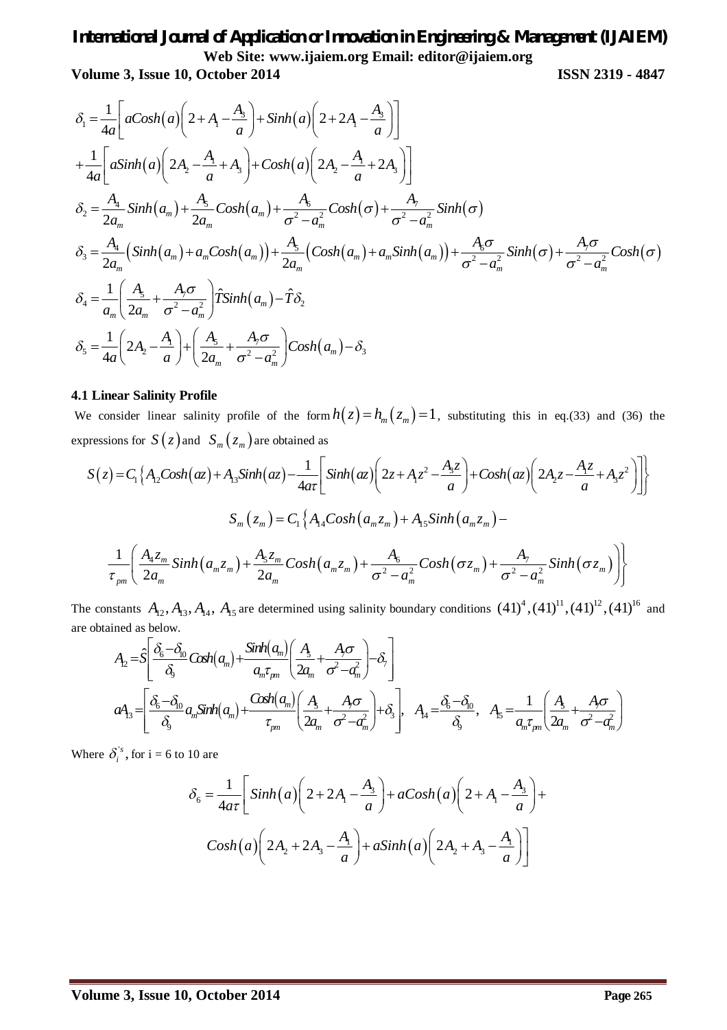$$\delta_1 = \frac{1}{4a}\left[ aCosh(a)\left(2 + A_1 - \frac{A_3}{a}\right) + Sinh(a)\left(2 + 2A_1 - \frac{A_3}{a}\right)\right]$$

$$+\frac{1}{4a}\left[ aSinh(a)\left(2A_2 - \frac{A_1}{a} + A_3\right) + Cosh(a)\left(2A_2 - \frac{A_1}{a} + 2A_3\right)\right]$$

$$\delta_2 = \frac{A_4}{2a_m}Sinh(a_m) + \frac{A_5}{2a_m}Cosh(a_m) + \frac{A_6}{\sigma^2 - a_m^2}Cosh(\sigma) + \frac{A_7}{\sigma^2 - a_m^2}Sinh(\sigma)$$

$$\delta_3 = \frac{A_4}{2a_m}\left(Sinh(a_m) + a_m Cosh(a_m)\right) + \frac{A_5}{2a_m}\left(Cosh(a_m) + a_m Sinh(a_m)\right) + \frac{A_6\sigma}{\sigma^2 - a_m^2}Sinh(\sigma) + \frac{A_7\sigma}{\sigma^2 - a_m^2}Cosh(\sigma)$$

$$\delta_4 = \frac{1}{a_m}\left(\frac{A_5}{2a_m} + \frac{A_7\sigma}{\sigma^2 - a_m^2}\right)\hat{T}Sinh(a_m) - \hat{T}\delta_2$$

$$\delta_5 = \frac{1}{4a}\left(2A_2 - \frac{A_1}{a}\right) + \left(\frac{A_5}{2a_m} + \frac{A_7\sigma}{\sigma^2 - a_m^2}\right)Cosh(a_m) - \delta_3$$

### 4.1 Linear Salinity Profile

We consider linear salinity profile of the form $h(z) = h_m(z_m) = 1$, substituting this in eq.(33) and (36) the expressions for $S(z)$ and $S_m(z_m)$ are obtained as

$$S(z) = C_1\left\{A_{12}Cosh(az) + A_{13}Sinh(az) - \frac{1}{4a\tau}\left[Sinh(az)\left(2z + A_1 z^2 - \frac{A_3 z}{a}\right) + Cosh(az)\left(2A_2 z - \frac{A_1 z}{a} + A_3 z^2\right)\right]\right\}$$

$$S_m(z_m) = C_1\left\{A_{14}Cosh(a_m z_m) + A_{15}Sinh(a_m z_m) - \right.$$

$$\left.\frac{1}{\tau_{pm}}\left(\frac{A_4 z_m}{2a_m}Sinh(a_m z_m) + \frac{A_5 z_m}{2a_m}Cosh(a_m z_m) + \frac{A_6}{\sigma^2 - a_m^2}Cosh(\sigma z_m) + \frac{A_7}{\sigma^2 - a_m^2}Sinh(\sigma z_m)\right)\right\}$$

The constants $A_{12}, A_{13}, A_{14}, A_{15}$ are determined using salinity boundary conditions $(41)^4, (41)^{11}, (41)^{12}, (41)^{16}$ and are obtained as below.

$$A_{12} = \hat{S}\left[\frac{\delta_6 - \delta_{10}}{\delta_9}Cosh(a_m) + \frac{Sinh(a_m)}{a_m\tau_{pm}}\left(\frac{A_5}{2a_m} + \frac{A_7\sigma}{\sigma^2 - a_m^2}\right) - \delta_7\right]$$

$$aA_{13} = \left[\frac{\delta_6 - \delta_{10}}{\delta_9}a_m Sinh(a_m) + \frac{Cosh(a_m)}{\tau_{pm}}\left(\frac{A_5}{2a_m} + \frac{A_7\sigma}{\sigma^2 - a_m^2}\right) + \delta_3\right], \quad A_{14} = \frac{\delta_6 - \delta_{10}}{\delta_9}, \quad A_{15} = \frac{1}{a_m\tau_{pm}}\left(\frac{A_5}{2a_m} + \frac{A_7\sigma}{\sigma^2 - a_m^2}\right)$$

Where $\delta_i^{'s}$, for i = 6 to 10 are

$$\delta_6 = \frac{1}{4a\tau}\left[Sinh(a)\left(2 + 2A_1 - \frac{A_3}{a}\right) + aCosh(a)\left(2 + A_1 - \frac{A_3}{a}\right) + \right.$$

$$\left. Cosh(a)\left(2A_2 + 2A_3 - \frac{A_1}{a}\right) + aSinh(a)\left(2A_2 + A_3 - \frac{A_1}{a}\right)\right]$$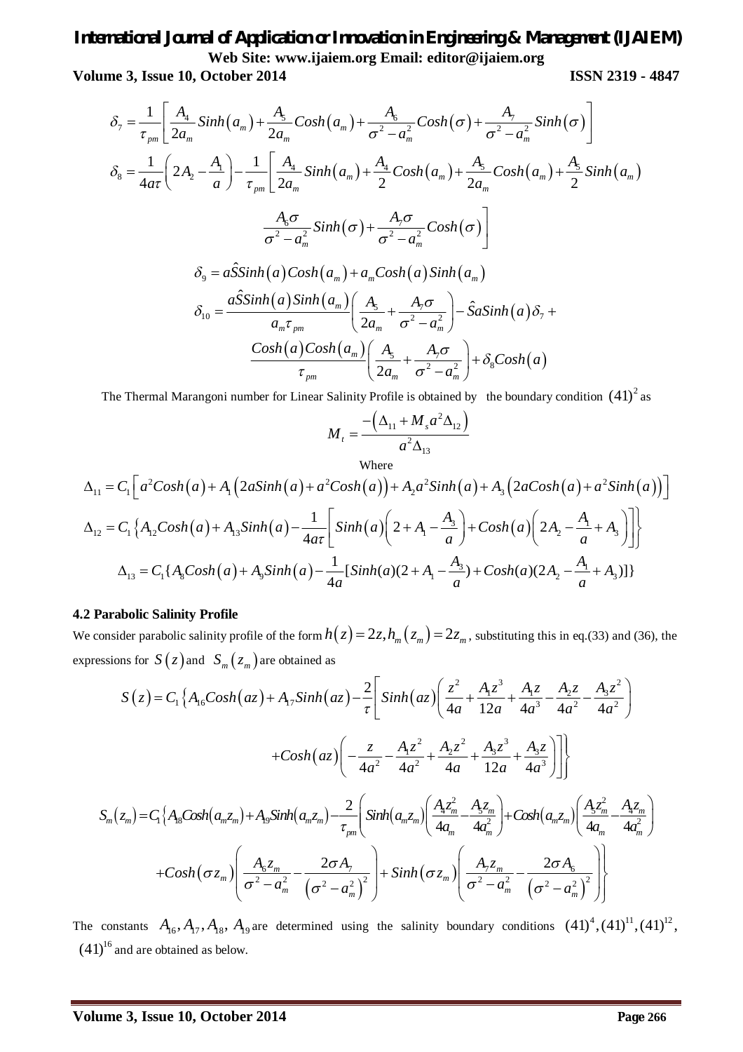$$\delta_7 = \frac{1}{\tau_{pm}}\left[\frac{A_4}{2a_m}Sinh\left(a_m\right)+\frac{A_5}{2a_m}Cosh\left(a_m\right)+\frac{A_6}{\sigma^2-a_m^2}Cosh\left(\sigma\right)+\frac{A_7}{\sigma^2-a_m^2}Sinh\left(\sigma\right)\right]$$

$$\delta_8 = \frac{1}{4a\tau}\left(2A_2-\frac{A_1}{a}\right)-\frac{1}{\tau_{pm}}\left[\frac{A_4}{2a_m}Sinh\left(a_m\right)+\frac{A_4}{2}Cosh\left(a_m\right)+\frac{A_5}{2a_m}Cosh\left(a_m\right)+\frac{A_5}{2}Sinh\left(a_m\right)\right.$$
$$\left.\frac{A_6\sigma}{\sigma^2-a_m^2}Sinh\left(\sigma\right)+\frac{A_7\sigma}{\sigma^2-a_m^2}Cosh\left(\sigma\right)\right]$$

$$\delta_9 = a\hat{S}Sinh\left(a\right)Cosh\left(a_m\right)+a_mCosh\left(a\right)Sinh\left(a_m\right)$$

$$\delta_{10} = \frac{a\hat{S}Sinh\left(a\right)Sinh\left(a_m\right)}{a_m\tau_{pm}}\left(\frac{A_5}{2a_m}+\frac{A_7\sigma}{\sigma^2-a_m^2}\right)-\hat{S}aSinh\left(a\right)\delta_7+$$
$$\frac{Cosh\left(a\right)Cosh\left(a_m\right)}{\tau_{pm}}\left(\frac{A_5}{2a_m}+\frac{A_7\sigma}{\sigma^2-a_m^2}\right)+\delta_8Cosh\left(a\right)$$

The Thermal Marangoni number for Linear Salinity Profile is obtained by the boundary condition $(41)^2$ as

$$M_t = \frac{-\left(\Delta_{11}+M_sa^2\Delta_{12}\right)}{a^2\Delta_{13}}$$

Where

$$\Delta_{11} = C_1\left[a^2Cosh\left(a\right)+A_1\left(2aSinh\left(a\right)+a^2Cosh\left(a\right)\right)+A_2a^2Sinh\left(a\right)+A_3\left(2aCosh\left(a\right)+a^2Sinh\left(a\right)\right)\right]$$

$$\Delta_{12} = C_1\left\{A_{12}Cosh\left(a\right)+A_{13}Sinh\left(a\right)-\frac{1}{4a\tau}\left[Sinh\left(a\right)\left(2+A_1-\frac{A_3}{a}\right)+Cosh\left(a\right)\left(2A_2-\frac{A_1}{a}+A_3\right)\right]\right\}$$

$$\Delta_{13} = C_1\{A_8Cosh\left(a\right)+A_9Sinh\left(a\right)-\frac{1}{4a}[Sinh(a)(2+A_1-\frac{A_3}{a})+Cosh(a)(2A_2-\frac{A_1}{a}+A_3)]\}$$

### 4.2 Parabolic Salinity Profile

We consider parabolic salinity profile of the form $h\left(z\right)=2z, h_m\left(z_m\right)=2z_m$, substituting this in eq.(33) and (36), the expressions for $S\left(z\right)$ and $S_m\left(z_m\right)$ are obtained as

$$S\left(z\right) = C_1\left\{A_{16}Cosh\left(az\right)+A_{17}Sinh\left(az\right)-\frac{2}{\tau}\left[Sinh\left(az\right)\left(\frac{z^2}{4a}+\frac{A_1z^3}{12a}+\frac{A_1z}{4a^3}-\frac{A_2z}{4a^2}-\frac{A_3z^2}{4a^2}\right)\right.\right.$$
$$\left.\left.+Cosh\left(az\right)\left(-\frac{z}{4a^2}-\frac{A_1z^2}{4a^2}+\frac{A_2z^2}{4a}+\frac{A_3z^3}{12a}+\frac{A_3z}{4a^3}\right)\right]\right\}$$

$$S_m\left(z_m\right) = C_1\left\{A_{18}Cosh\left(a_mz_m\right)+A_{19}Sinh\left(a_mz_m\right)-\frac{2}{\tau_{pm}}\left(Sinh\left(a_mz_m\right)\left(\frac{A_4z_m^2}{4a_m}-\frac{A_5z_m}{4a_m^2}\right)+Cosh\left(a_mz_m\right)\left(\frac{A_5z_m^2}{4a_m}-\frac{A_4z_m}{4a_m^2}\right)\right.\right.$$
$$\left.\left.+Cosh\left(\sigma z_m\right)\left(\frac{A_6z_m}{\sigma^2-a_m^2}-\frac{2\sigma A_7}{\left(\sigma^2-a_m^2\right)^2}\right)+Sinh\left(\sigma z_m\right)\left(\frac{A_7z_m}{\sigma^2-a_m^2}-\frac{2\sigma A_6}{\left(\sigma^2-a_m^2\right)^2}\right)\right)\right\}$$

The constants $A_{16}, A_{17}, A_{18}, A_{19}$ are determined using the salinity boundary conditions $(41)^4, (41)^{11}, (41)^{12}, (41)^{16}$ and are obtained as below.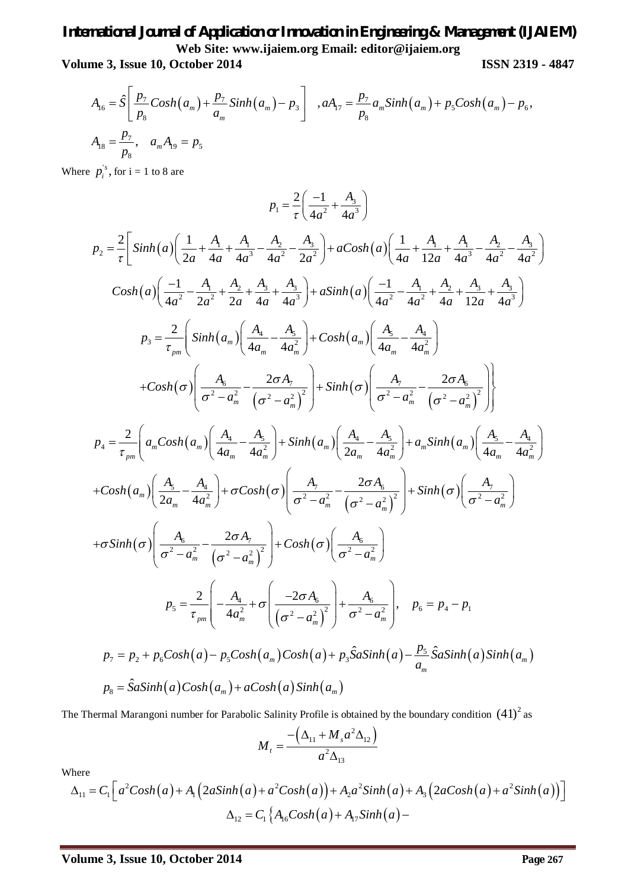$$A_{16} = \hat{S}\left[\frac{p_7}{p_8}Cosh\left(a_m\right) + \frac{p_7}{a_m}Sinh\left(a_m\right) - p_3\right] \quad , aA_{17} = \frac{p_7}{p_8}a_m Sinh\left(a_m\right) + p_5 Cosh\left(a_m\right) - p_6,$$

$$A_{18} = \frac{p_7}{p_8}, \quad a_m A_{19} = p_5$$

Where $p_i^{'s}$, for i = 1 to 8 are

$$p_1 = \frac{2}{\tau}\left(\frac{-1}{4a^2} + \frac{A_3}{4a^3}\right)$$

$$p_2 = \frac{2}{\tau}\left[Sinh\left(a\right)\left(\frac{1}{2a} + \frac{A_1}{4a} + \frac{A_1}{4a^3} - \frac{A_2}{4a^2} - \frac{A_3}{2a^2}\right) + aCosh\left(a\right)\left(\frac{1}{4a} + \frac{A_1}{12a} + \frac{A_1}{4a^3} - \frac{A_2}{4a^2} - \frac{A_3}{4a^2}\right)\right.$$

$$\left. Cosh\left(a\right)\left(\frac{-1}{4a^2} - \frac{A_1}{2a^2} + \frac{A_2}{2a} + \frac{A_3}{4a} + \frac{A_3}{4a^3}\right) + aSinh\left(a\right)\left(\frac{-1}{4a^2} - \frac{A_1}{4a^2} + \frac{A_2}{4a} + \frac{A_3}{12a} + \frac{A_3}{4a^3}\right)\right]$$

$$p_3 = \frac{2}{\tau_{pm}}\left(Sinh\left(a_m\right)\left(\frac{A_4}{4a_m} - \frac{A_5}{4a_m^2}\right) + Cosh\left(a_m\right)\left(\frac{A_5}{4a_m} - \frac{A_4}{4a_m^2}\right)\right.$$

$$\left. + Cosh\left(\sigma\right)\left(\frac{A_6}{\sigma^2 - a_m^2} - \frac{2\sigma A_7}{\left(\sigma^2 - a_m^2\right)^2}\right) + Sinh\left(\sigma\right)\left(\frac{A_7}{\sigma^2 - a_m^2} - \frac{2\sigma A_6}{\left(\sigma^2 - a_m^2\right)^2}\right)\right\}$$

$$p_4 = \frac{2}{\tau_{pm}}\left(a_m Cosh\left(a_m\right)\left(\frac{A_4}{4a_m} - \frac{A_5}{4a_m^2}\right) + Sinh\left(a_m\right)\left(\frac{A_4}{2a_m} - \frac{A_5}{4a_m^2}\right) + a_m Sinh\left(a_m\right)\left(\frac{A_5}{4a_m} - \frac{A_4}{4a_m^2}\right)\right.$$

$$+ Cosh\left(a_m\right)\left(\frac{A_5}{2a_m} - \frac{A_4}{4a_m^2}\right) + \sigma Cosh\left(\sigma\right)\left(\frac{A_7}{\sigma^2 - a_m^2} - \frac{2\sigma A_6}{\left(\sigma^2 - a_m^2\right)^2}\right) + Sinh\left(\sigma\right)\left(\frac{A_7}{\sigma^2 - a_m^2}\right)$$

$$\left. + \sigma Sinh\left(\sigma\right)\left(\frac{A_6}{\sigma^2 - a_m^2} - \frac{2\sigma A_7}{\left(\sigma^2 - a_m^2\right)^2}\right) + Cosh\left(\sigma\right)\left(\frac{A_6}{\sigma^2 - a_m^2}\right)\right)$$

$$p_5 = \frac{2}{\tau_{pm}}\left(-\frac{A_4}{4a_m^2} + \sigma\left(\frac{-2\sigma A_6}{\left(\sigma^2 - a_m^2\right)^2}\right) + \frac{A_6}{\sigma^2 - a_m^2}\right), \quad p_6 = p_4 - p_1$$

$$p_7 = p_2 + p_6 Cosh\left(a\right) - p_5 Cosh\left(a_m\right)Cosh\left(a\right) + p_3\hat{S}aSinh\left(a\right) - \frac{p_5}{a_m}\hat{S}aSinh\left(a\right)Sinh\left(a_m\right)$$

$$p_8 = \hat{S}aSinh\left(a\right)Cosh\left(a_m\right) + aCosh\left(a\right)Sinh\left(a_m\right)$$

The Thermal Marangoni number for Parabolic Salinity Profile is obtained by the boundary condition $(41)^2$ as

$$M_t = \frac{-\left(\Delta_{11} + M_s a^2 \Delta_{12}\right)}{a^2 \Delta_{13}}$$

Where

$$\Delta_{11} = C_1\left[a^2 Cosh\left(a\right) + A_1\left(2aSinh\left(a\right) + a^2 Cosh\left(a\right)\right) + A_2 a^2 Sinh\left(a\right) + A_3\left(2aCosh\left(a\right) + a^2 Sinh\left(a\right)\right)\right]$$

$$\Delta_{12} = C_1\left\{A_{16}Cosh\left(a\right) + A_{17}Sinh\left(a\right) - \right.$$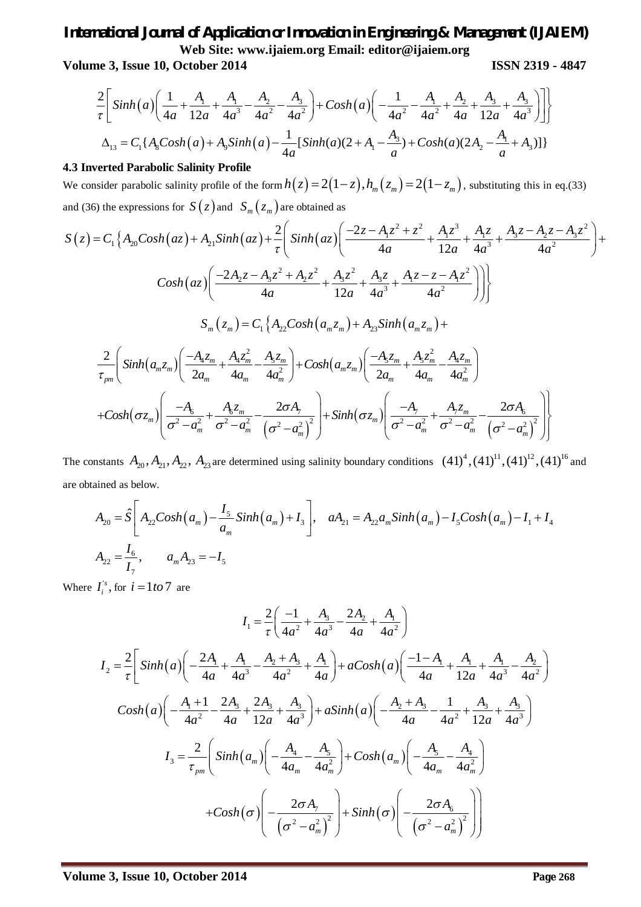$$\frac{2}{\tau}\left[ Sinh\left(a\right)\left(\frac{1}{4a}+\frac{A_1}{12a}+\frac{A_1}{4a^3}-\frac{A_2}{4a^2}-\frac{A_3}{4a^2}\right)+Cosh\left(a\right)\left(-\frac{1}{4a^2}-\frac{A_1}{4a^2}+\frac{A_2}{4a}+\frac{A_3}{12a}+\frac{A_3}{4a^3}\right)\right]\Bigg\}$$

$$\Delta_{13}=C_1\{A_8 Cosh\left(a\right)+A_9 Sinh\left(a\right)-\frac{1}{4a}[Sinh(a)(2+A_1-\frac{A_3}{a})+Cosh(a)(2A_2-\frac{A_1}{a}+A_3)]\}$$

### 4.3 Inverted Parabolic Salinity Profile

We consider parabolic salinity profile of the form $h\left(z\right)=2\left(1-z\right), h_m\left(z_m\right)=2\left(1-z_m\right)$, substituting this in eq.(33) and (36) the expressions for $S\left(z\right)$ and $S_m\left(z_m\right)$ are obtained as

$$S\left(z\right)=C_1\Bigg\{A_{20}Cosh\left(az\right)+A_{21}Sinh\left(az\right)+\frac{2}{\tau}\Bigg( Sinh\left(az\right)\left(\frac{-2z-A_1z^2+z^2}{4a}+\frac{A_1z^3}{12a}+\frac{A_1z}{4a^3}+\frac{A_3z-A_2z-A_3z^2}{4a^2}\right)+$$

$$Cosh\left(az\right)\left(\frac{-2A_2z-A_3z^2+A_2z^2}{4a}+\frac{A_3z^2}{12a}+\frac{A_3z}{4a^3}+\frac{A_1z-z-A_1z^2}{4a^2}\right)\Bigg)\Bigg\}$$

$$S_m\left(z_m\right)=C_1\left\{A_{22}Cosh\left(a_mz_m\right)+A_{23}Sinh\left(a_mz_m\right)+\right.$$

$$\frac{2}{\tau_{pm}}\Bigg( Sinh\left(a_mz_m\right)\left(\frac{-A_4z_m}{2a_m}+\frac{A_4z_m^2}{4a_m}-\frac{A_5z_m}{4a_m^2}\right)+Cosh\left(a_mz_m\right)\left(\frac{-A_5z_m}{2a_m}+\frac{A_5z_m^2}{4a_m}-\frac{A_4z_m}{4a_m^2}\right)$$

$$\left.+Cosh\left(\sigma z_m\right)\left(\frac{-A_6}{\sigma^2-a_m^2}+\frac{A_6z_m}{\sigma^2-a_m^2}-\frac{2\sigma A_7}{\left(\sigma^2-a_m^2\right)^2}\right)+Sinh\left(\sigma z_m\right)\left(\frac{-A_7}{\sigma^2-a_m^2}+\frac{A_7z_m}{\sigma^2-a_m^2}-\frac{2\sigma A_6}{\left(\sigma^2-a_m^2\right)^2}\right)\Bigg)\right\}$$

The constants $A_{20}, A_{21}, A_{22}, A_{23}$ are determined using salinity boundary conditions $(41)^4, (41)^{11}, (41)^{12}, (41)^{16}$ and are obtained as below.

$$A_{20}=\hat{S}\left[A_{22}Cosh\left(a_m\right)-\frac{I_5}{a_m}Sinh\left(a_m\right)+I_3\right],\quad aA_{21}=A_{22}a_mSinh\left(a_m\right)-I_5Cosh\left(a_m\right)-I_1+I_4$$

$$A_{22}=\frac{I_6}{I_7},\qquad a_mA_{23}=-I_5$$

Where $I_i^{'s}$, for $i=1 to 7$ are

$$I_1=\frac{2}{\tau}\left(\frac{-1}{4a^2}+\frac{A_3}{4a^3}-\frac{2A_2}{4a}+\frac{A_1}{4a^2}\right)$$

$$I_2=\frac{2}{\tau}\Bigg[ Sinh\left(a\right)\left(-\frac{2A_1}{4a}+\frac{A_1}{4a^3}-\frac{A_2+A_3}{4a^2}+\frac{A_1}{4a}\right)+aCosh\left(a\right)\left(\frac{-1-A_1}{4a}+\frac{A_1}{12a}+\frac{A_1}{4a^3}-\frac{A_2}{4a^2}\right)$$

$$Cosh\left(a\right)\left(-\frac{A_1+1}{4a^2}-\frac{2A_3}{4a}+\frac{2A_3}{12a}+\frac{A_3}{4a^3}\right)+aSinh\left(a\right)\left(-\frac{A_2+A_3}{4a}-\frac{1}{4a^2}+\frac{A_3}{12a}+\frac{A_3}{4a^3}\right)$$

$$I_3=\frac{2}{\tau_{pm}}\Bigg( Sinh\left(a_m\right)\left(-\frac{A_4}{4a_m}-\frac{A_5}{4a_m^2}\right)+Cosh\left(a_m\right)\left(-\frac{A_5}{4a_m}-\frac{A_4}{4a_m^2}\right)$$

$$+Cosh\left(\sigma\right)\left(-\frac{2\sigma A_7}{\left(\sigma^2-a_m^2\right)^2}\right)+Sinh\left(\sigma\right)\left(-\frac{2\sigma A_6}{\left(\sigma^2-a_m^2\right)^2}\right)\Bigg)$$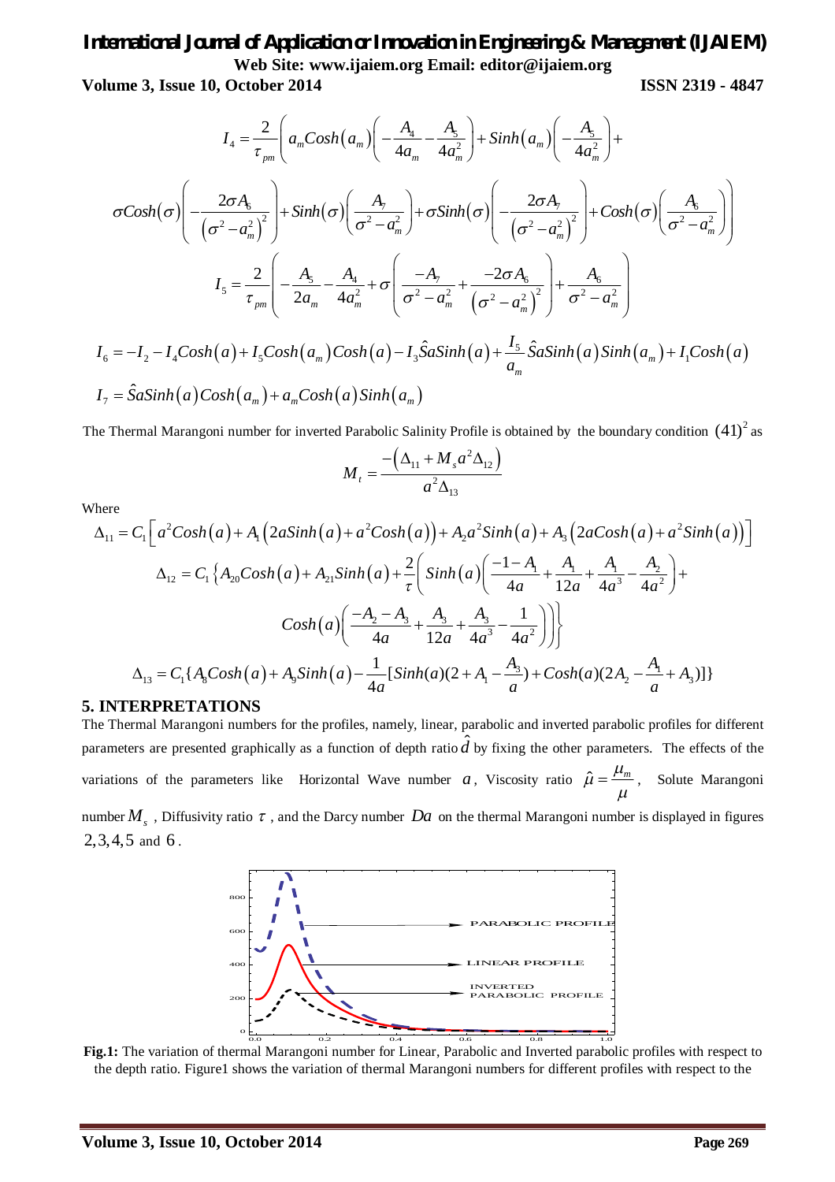$$I_4 = \frac{2}{\tau_{pm}}\left( a_m Cosh(a_m)\left(-\frac{A_4}{4a_m}-\frac{A_5}{4a_m^2}\right)+Sinh(a_m)\left(-\frac{A_5}{4a_m^2}\right)+\right.$$

$$\left.\sigma Cosh(\sigma)\left(-\frac{2\sigma A_6}{\left(\sigma^2-a_m^2\right)^2}\right)+Sinh(\sigma)\left(\frac{A_7}{\sigma^2-a_m^2}\right)+\sigma Sinh(\sigma)\left(-\frac{2\sigma A_7}{\left(\sigma^2-a_m^2\right)^2}\right)+Cosh(\sigma)\left(\frac{A_6}{\sigma^2-a_m^2}\right)\right)$$

$$I_5 = \frac{2}{\tau_{pm}}\left(-\frac{A_5}{2a_m}-\frac{A_4}{4a_m^2}+\sigma\left(\frac{-A_7}{\sigma^2-a_m^2}+\frac{-2\sigma A_6}{\left(\sigma^2-a_m^2\right)^2}\right)+\frac{A_6}{\sigma^2-a_m^2}\right)$$

$$I_6 = -I_2 - I_4 Cosh(a) + I_5 Cosh(a_m)Cosh(a) - I_3\hat{S}aSinh(a) + \frac{I_5}{a_m}\hat{S}aSinh(a)Sinh(a_m) + I_1 Cosh(a)$$

$$I_7 = \hat{S}aSinh(a)Cosh(a_m) + a_m Cosh(a)Sinh(a_m)$$

The Thermal Marangoni number for inverted Parabolic Salinity Profile is obtained by the boundary condition $(41)^2$ as

$$M_t = \frac{-\left(\Delta_{11} + M_s a^2 \Delta_{12}\right)}{a^2 \Delta_{13}}$$

Where

$$\Delta_{11} = C_1\left[a^2 Cosh(a) + A_1\left(2aSinh(a) + a^2 Cosh(a)\right) + A_2 a^2 Sinh(a) + A_3\left(2aCosh(a) + a^2 Sinh(a)\right)\right]$$

$$\Delta_{12} = C_1\left\{A_{20}Cosh(a) + A_{21}Sinh(a) + \frac{2}{\tau}\left(Sinh(a)\left(\frac{-1-A_1}{4a}+\frac{A_1}{12a}+\frac{A_1}{4a^3}-\frac{A_2}{4a^2}\right)+\right.\right.$$

$$\left.\left.Cosh(a)\left(\frac{-A_2-A_3}{4a}+\frac{A_3}{12a}+\frac{A_3}{4a^3}-\frac{1}{4a^2}\right)\right)\right\}$$

$$\Delta_{13} = C_1\{A_8 Cosh(a) + A_9 Sinh(a) - \frac{1}{4a}[Sinh(a)(2 + A_1 - \frac{A_3}{a}) + Cosh(a)(2A_2 - \frac{A_1}{a} + A_3)]\}$$

## 5. INTERPRETATIONS

The Thermal Marangoni numbers for the profiles, namely, linear, parabolic and inverted parabolic profiles for different parameters are presented graphically as a function of depth ratio $\hat{d}$ by fixing the other parameters. The effects of the variations of the parameters like Horizontal Wave number $a$, Viscosity ratio $\hat{\mu} = \frac{\mu_m}{\mu}$, Solute Marangoni number $M_s$, Diffusivity ratio $\tau$, and the Darcy number $Da$ on the thermal Marangoni number is displayed in figures $2, 3, 4, 5$ and $6$.

**Fig.1:** The variation of thermal Marangoni number for Linear, Parabolic and Inverted parabolic profiles with respect to the depth ratio. Figure1 shows the variation of thermal Marangoni numbers for different profiles with respect to the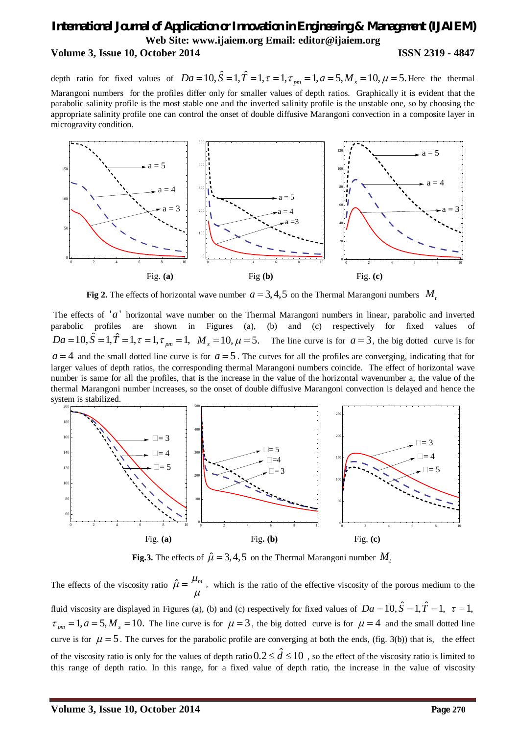depth ratio for fixed values of $Da = 10, \hat{S} = 1, \hat{T} = 1, \tau = 1, \tau_{pm} = 1, a = 5, M_s = 10, \mu = 5$. Here the thermal Marangoni numbers for the profiles differ only for smaller values of depth ratios. Graphically it is evident that the parabolic salinity profile is the most stable one and the inverted salinity profile is the unstable one, so by choosing the appropriate salinity profile one can control the onset of double diffusive Marangoni convection in a composite layer in microgravity condition.

Fig. **(a)** Fig **(b)** Fig. **(c)**

**Fig 2.** The effects of horizontal wave number $a = 3, 4, 5$ on the Thermal Marangoni numbers $M_t$

The effects of $'a'$ horizontal wave number on the Thermal Marangoni numbers in linear, parabolic and inverted parabolic profiles are shown in Figures (a), (b) and (c) respectively for fixed values of $Da = 10, \hat{S} = 1, \hat{T} = 1, \tau = 1, \tau_{pm} = 1, \ M_s = 10, \mu = 5$. The line curve is for $a = 3$, the big dotted curve is for $a = 4$ and the small dotted line curve is for $a = 5$. The curves for all the profiles are converging, indicating that for larger values of depth ratios, the corresponding thermal Marangoni numbers coincide. The effect of horizontal wave number is same for all the profiles, that is the increase in the value of the horizontal wavenumber a, the value of the thermal Marangoni number increases, so the onset of double diffusive Marangoni convection is delayed and hence the system is stabilized.

Fig. **(a)** Fig**. (b)** Fig. **(c)**

**Fig.3.** The effects of $\hat{\mu} = 3, 4, 5$ on the Thermal Marangoni number $M_t$

The effects of the viscosity ratio $\hat{\mu} = \dfrac{\mu_m}{\mu}$, which is the ratio of the effective viscosity of the porous medium to the fluid viscosity are displayed in Figures (a), (b) and (c) respectively for fixed values of $Da = 10, \hat{S} = 1, \hat{T} = 1, \ \tau = 1,$ $\tau_{pm} = 1, a = 5, M_s = 10$. The line curve is for $\mu = 3$, the big dotted curve is for $\mu = 4$ and the small dotted line curve is for $\mu = 5$. The curves for the parabolic profile are converging at both the ends, (fig. 3(b)) that is, the effect of the viscosity ratio is only for the values of depth ratio $0.2 \le \hat{d} \le 10$, so the effect of the viscosity ratio is limited to this range of depth ratio. In this range, for a fixed value of depth ratio, the increase in the value of viscosity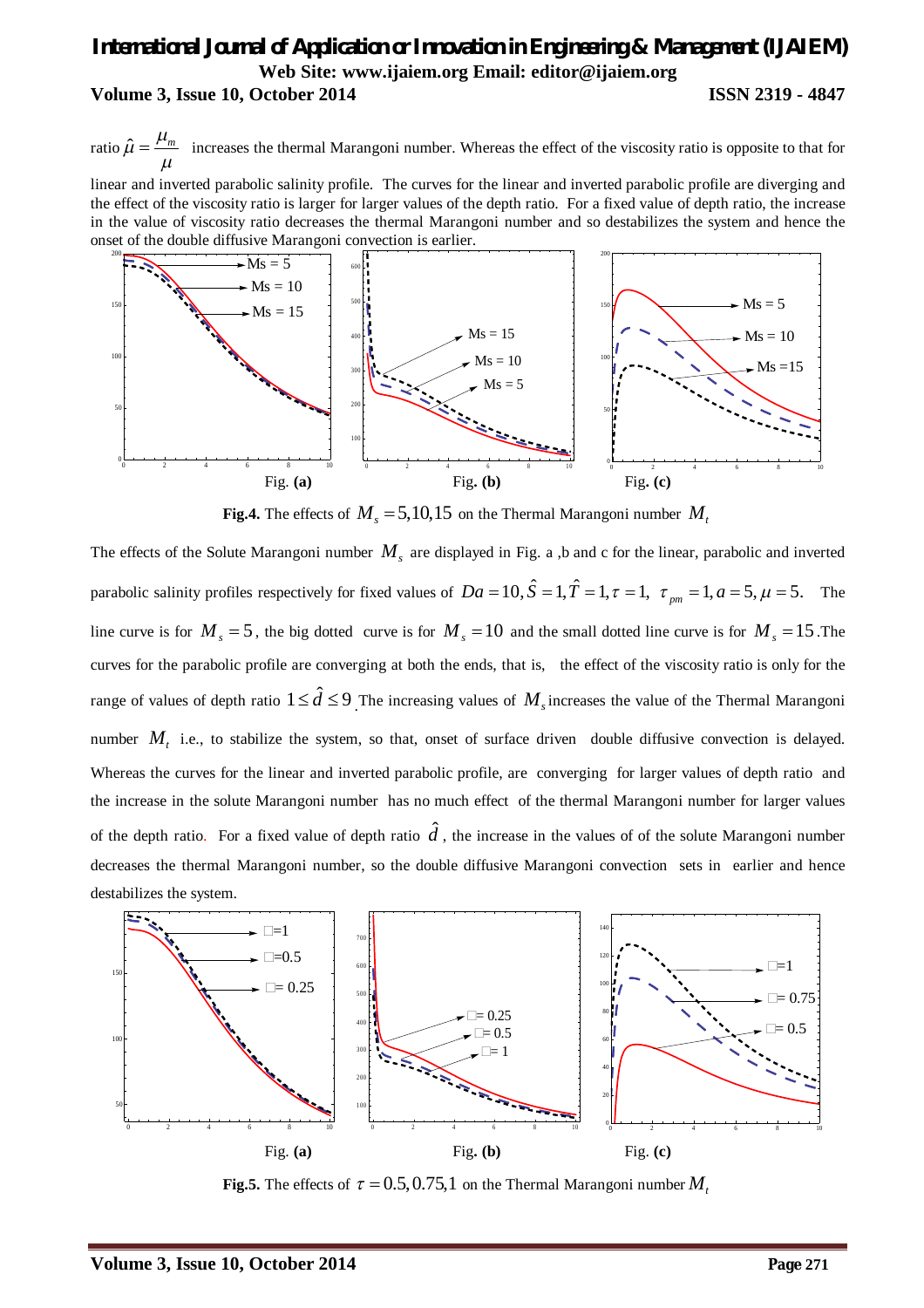ratio $\hat{\mu} = \frac{\mu_m}{\mu}$ increases the thermal Marangoni number. Whereas the effect of the viscosity ratio is opposite to that for linear and inverted parabolic salinity profile. The curves for the linear and inverted parabolic profile are diverging and the effect of the viscosity ratio is larger for larger values of the depth ratio. For a fixed value of depth ratio, the increase in the value of viscosity ratio decreases the thermal Marangoni number and so destabilizes the system and hence the onset of the double diffusive Marangoni convection is earlier.

**Fig.4.** The effects of $M_s = 5, 10, 15$ on the Thermal Marangoni number $M_t$

The effects of the Solute Marangoni number $M_s$ are displayed in Fig. a ,b and c for the linear, parabolic and inverted parabolic salinity profiles respectively for fixed values of $Da = 10, \hat{S} = 1, \hat{T} = 1, \tau = 1, \ \tau_{pm} = 1, a = 5, \mu = 5.$ The line curve is for $M_s = 5$, the big dotted curve is for $M_s = 10$ and the small dotted line curve is for $M_s = 15$. The curves for the parabolic profile are converging at both the ends, that is, the effect of the viscosity ratio is only for the range of values of depth ratio $1 \le \hat{d} \le 9$. The increasing values of $M_s$ increases the value of the Thermal Marangoni number $M_t$ i.e., to stabilize the system, so that, onset of surface driven double diffusive convection is delayed. Whereas the curves for the linear and inverted parabolic profile, are converging for larger values of depth ratio and the increase in the solute Marangoni number has no much effect of the thermal Marangoni number for larger values of the depth ratio. For a fixed value of depth ratio $\hat{d}$, the increase in the values of of the solute Marangoni number decreases the thermal Marangoni number, so the double diffusive Marangoni convection sets in earlier and hence destabilizes the system.

**Fig.5.** The effects of $\tau = 0.5, 0.75, 1$ on the Thermal Marangoni number $M_t$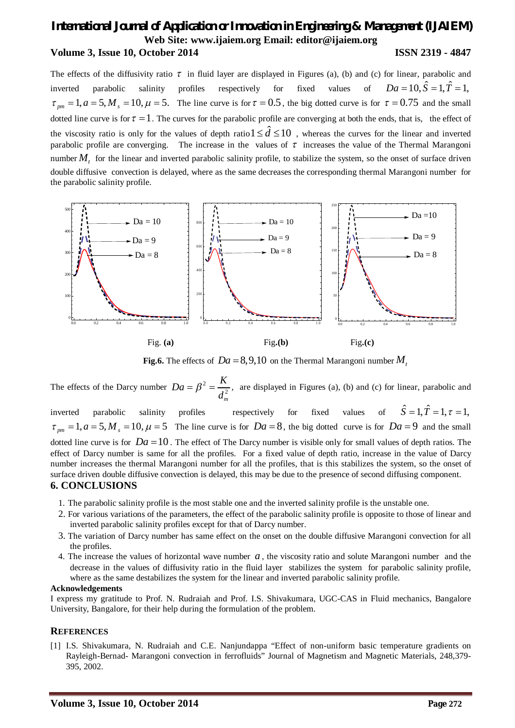The effects of the diffusivity ratio $\tau$ in fluid layer are displayed in Figures (a), (b) and (c) for linear, parabolic and inverted parabolic salinity profiles respectively for fixed values of $Da = 10, \hat{S} = 1, \hat{T} = 1,$ $\tau_{pm} = 1, a = 5, M_s = 10, \mu = 5.$ The line curve is for $\tau = 0.5$, the big dotted curve is for $\tau = 0.75$ and the small dotted line curve is for $\tau = 1$. The curves for the parabolic profile are converging at both the ends, that is, the effect of the viscosity ratio is only for the values of depth ratio $1 \le \hat{d} \le 10$ , whereas the curves for the linear and inverted parabolic profile are converging. The increase in the values of $\tau$ increases the value of the Thermal Marangoni number $M_t$ for the linear and inverted parabolic salinity profile, to stabilize the system, so the onset of surface driven double diffusive convection is delayed, where as the same decreases the corresponding thermal Marangoni number for the parabolic salinity profile.

Fig. **(a)** Fig**.(b)** Fig**.(c)**

**Fig.6.** The effects of $Da = 8, 9, 10$ on the Thermal Marangoni number $M_t$

The effects of the Darcy number $Da = \beta^2 = \dfrac{K}{d_m^2}$, are displayed in Figures (a), (b) and (c) for linear, parabolic and inverted parabolic salinity profiles respectively for fixed values of $\hat{S} = 1, \hat{T} = 1, \tau = 1,$ $\tau_{pm} = 1, a = 5, M_s = 10, \mu = 5$ The line curve is for $Da = 8$, the big dotted curve is for $Da = 9$ and the small dotted line curve is for $Da = 10$. The effect of The Darcy number is visible only for small values of depth ratios. The effect of Darcy number is same for all the profiles. For a fixed value of depth ratio, increase in the value of Darcy number increases the thermal Marangoni number for all the profiles, that is this stabilizes the system, so the onset of surface driven double diffusive convection is delayed, this may be due to the presence of second diffusing component.

## 6. CONCLUSIONS

1. The parabolic salinity profile is the most stable one and the inverted salinity profile is the unstable one.
2. For various variations of the parameters, the effect of the parabolic salinity profile is opposite to those of linear and inverted parabolic salinity profiles except for that of Darcy number.
3. The variation of Darcy number has same effect on the onset on the double diffusive Marangoni convection for all the profiles.
4. The increase the values of horizontal wave number $a$, the viscosity ratio and solute Marangoni number and the decrease in the values of diffusivity ratio in the fluid layer stabilizes the system for parabolic salinity profile, where as the same destabilizes the system for the linear and inverted parabolic salinity profile.

### Acknowledgements

I express my gratitude to Prof. N. Rudraiah and Prof. I.S. Shivakumara, UGC-CAS in Fluid mechanics, Bangalore University, Bangalore, for their help during the formulation of the problem.

## REFERENCES

[1] I.S. Shivakumara, N. Rudraiah and C.E. Nanjundappa "Effect of non-uniform basic temperature gradients on Rayleigh-Bernad- Marangoni convection in ferrofluids" Journal of Magnetism and Magnetic Materials, 248,379-395, 2002.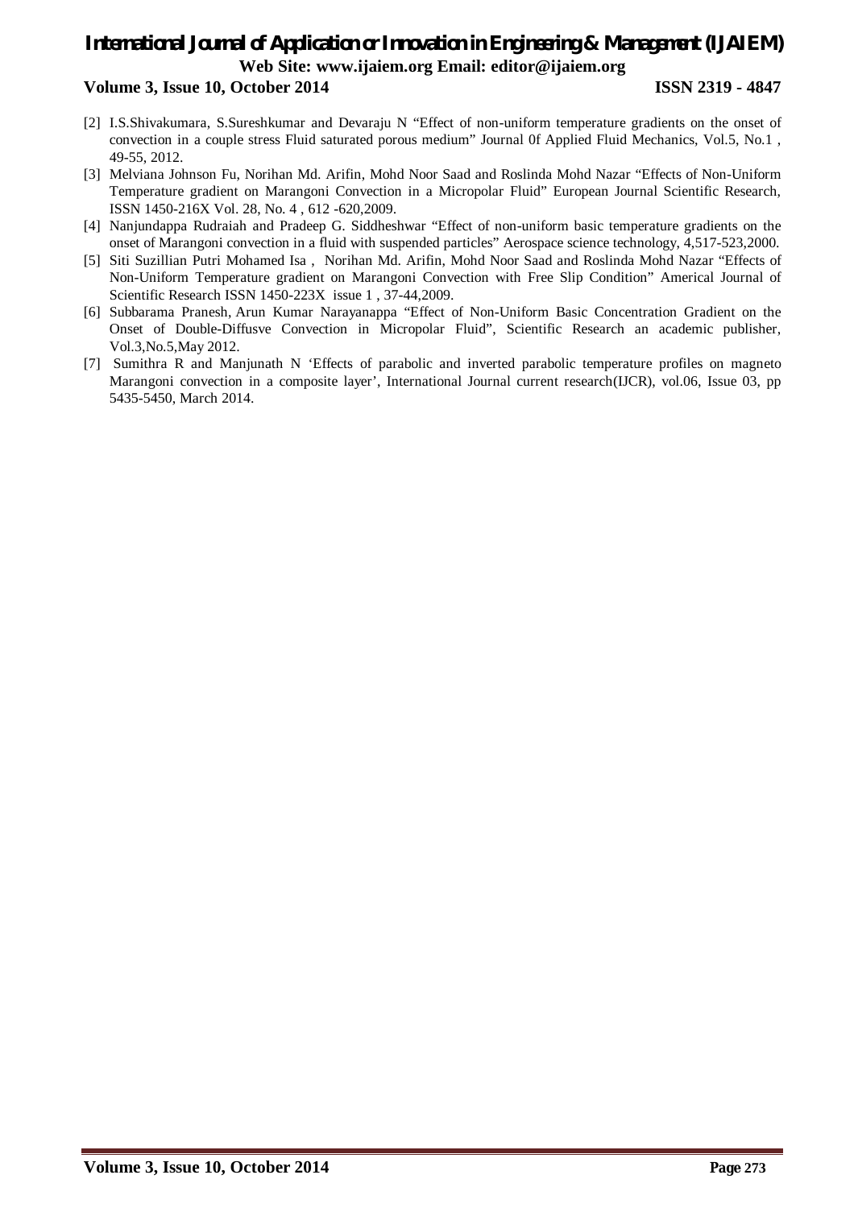[2] I.S.Shivakumara, S.Sureshkumar and Devaraju N "Effect of non-uniform temperature gradients on the onset of convection in a couple stress Fluid saturated porous medium" Journal 0f Applied Fluid Mechanics, Vol.5, No.1 , 49-55, 2012.

[3] Melviana Johnson Fu, Norihan Md. Arifin, Mohd Noor Saad and Roslinda Mohd Nazar "Effects of Non-Uniform Temperature gradient on Marangoni Convection in a Micropolar Fluid" European Journal Scientific Research, ISSN 1450-216X Vol. 28, No. 4 , 612 -620,2009.

[4] Nanjundappa Rudraiah and Pradeep G. Siddheshwar "Effect of non-uniform basic temperature gradients on the onset of Marangoni convection in a fluid with suspended particles" Aerospace science technology, 4,517-523,2000.

[5] Siti Suzillian Putri Mohamed Isa , Norihan Md. Arifin, Mohd Noor Saad and Roslinda Mohd Nazar "Effects of Non-Uniform Temperature gradient on Marangoni Convection with Free Slip Condition" Americal Journal of Scientific Research ISSN 1450-223X issue 1 , 37-44,2009.

[6] Subbarama Pranesh, Arun Kumar Narayanappa "Effect of Non-Uniform Basic Concentration Gradient on the Onset of Double-Diffusve Convection in Micropolar Fluid", Scientific Research an academic publisher, Vol.3,No.5,May 2012.

[7] Sumithra R and Manjunath N 'Effects of parabolic and inverted parabolic temperature profiles on magneto Marangoni convection in a composite layer', International Journal current research(IJCR), vol.06, Issue 03, pp 5435-5450, March 2014.